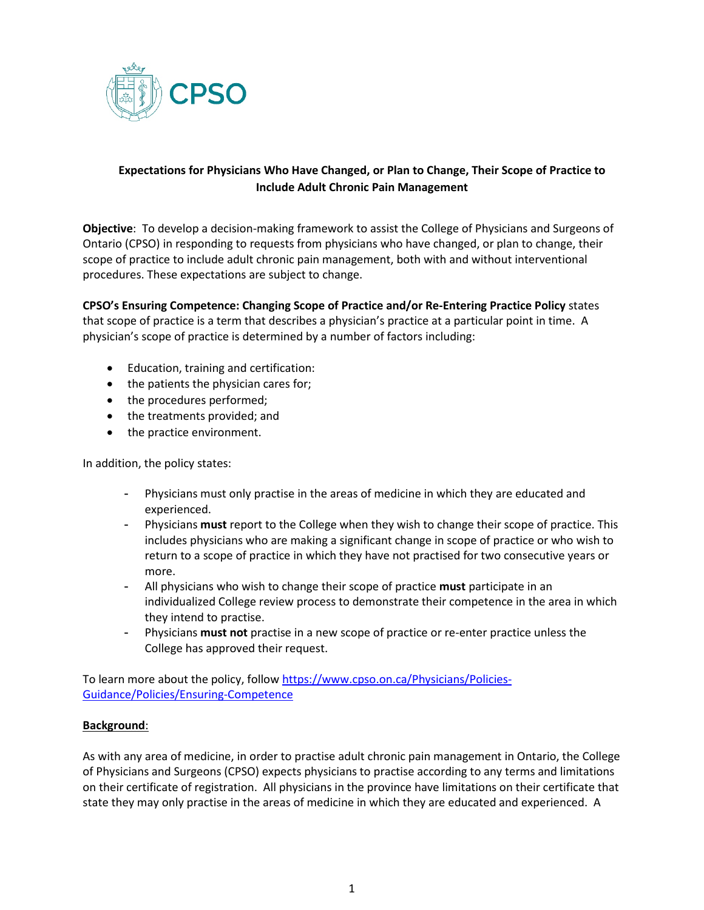**Expectations for Physicians Who Have Changed, or Plan to Change, Their Scope of Practice to Include Adult Chronic Pain Management**

**Objective**: To develop a decision-making framework to assist the College of Physicians and Surgeons of Ontario (CPSO) in responding to requests from physicians who have changed, or plan to change, their scope of practice to include adult chronic pain management, both with and without interventional procedures. These expectations are subject to change.

**CPSO's Ensuring Competence: Changing Scope of Practice and/or Re-Entering Practice Policy** states that scope of practice is a term that describes a physician's practice at a particular point in time. A physician's scope of practice is determined by a number of factors including:

- Education, training and certification:
- the patients the physician cares for;
- the procedures performed;
- the treatments provided; and
- the practice environment.

In addition, the policy states:

- Physicians must only practise in the areas of medicine in which they are educated and experienced.
- Physicians **must** report to the College when they wish to change their scope of practice. This includes physicians who are making a significant change in scope of practice or who wish to return to a scope of practice in which they have not practised for two consecutive years or more.
- All physicians who wish to change their scope of practice **must** participate in an individualized College review process to demonstrate their competence in the area in which they intend to practise.
- Physicians **must not** practise in a new scope of practice or re-enter practice unless the College has approved their request.

To learn more about the policy, follow https://www.cpso.on.ca/Physicians/Policies-Guidance/Policies/Ensuring-Competence

**Background**:

As with any area of medicine, in order to practise adult chronic pain management in Ontario, the College of Physicians and Surgeons (CPSO) expects physicians to practise according to any terms and limitations on their certificate of registration. All physicians in the province have limitations on their certificate that state they may only practise in the areas of medicine in which they are educated and experienced. A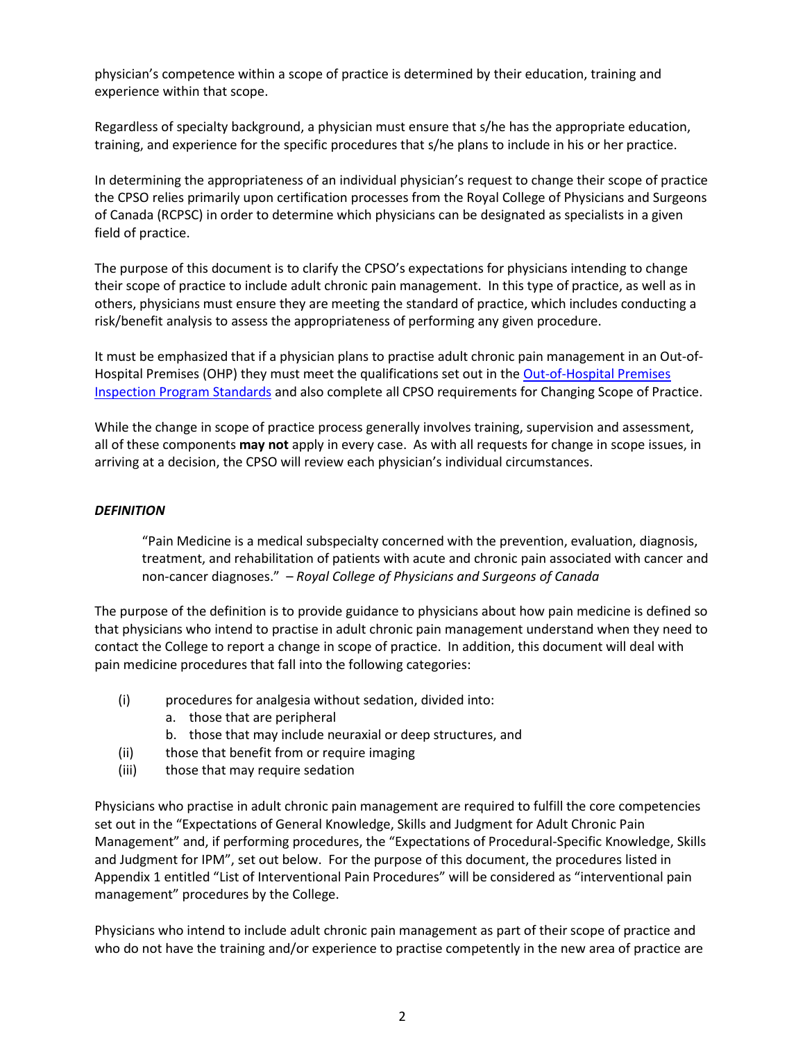physician's competence within a scope of practice is determined by their education, training and experience within that scope.

Regardless of specialty background, a physician must ensure that s/he has the appropriate education, training, and experience for the specific procedures that s/he plans to include in his or her practice.

In determining the appropriateness of an individual physician's request to change their scope of practice the CPSO relies primarily upon certification processes from the Royal College of Physicians and Surgeons of Canada (RCPSC) in order to determine which physicians can be designated as specialists in a given field of practice.

The purpose of this document is to clarify the CPSO's expectations for physicians intending to change their scope of practice to include adult chronic pain management. In this type of practice, as well as in others, physicians must ensure they are meeting the standard of practice, which includes conducting a risk/benefit analysis to assess the appropriateness of performing any given procedure.

It must be emphasized that if a physician plans to practise adult chronic pain management in an Out-of-Hospital Premises (OHP) they must meet the qualifications set out in the [Out-of-Hospital Premises Inspection Program Standards] and also complete all CPSO requirements for Changing Scope of Practice.

While the change in scope of practice process generally involves training, supervision and assessment, all of these components **may not** apply in every case. As with all requests for change in scope issues, in arriving at a decision, the CPSO will review each physician's individual circumstances.

### *DEFINITION*

> "Pain Medicine is a medical subspecialty concerned with the prevention, evaluation, diagnosis, treatment, and rehabilitation of patients with acute and chronic pain associated with cancer and non-cancer diagnoses." – *Royal College of Physicians and Surgeons of Canada*

The purpose of the definition is to provide guidance to physicians about how pain medicine is defined so that physicians who intend to practise in adult chronic pain management understand when they need to contact the College to report a change in scope of practice. In addition, this document will deal with pain medicine procedures that fall into the following categories:

- (i) procedures for analgesia without sedation, divided into:
  - a. those that are peripheral
  - b. those that may include neuraxial or deep structures, and
- (ii) those that benefit from or require imaging
- (iii) those that may require sedation

Physicians who practise in adult chronic pain management are required to fulfill the core competencies set out in the "Expectations of General Knowledge, Skills and Judgment for Adult Chronic Pain Management" and, if performing procedures, the "Expectations of Procedural-Specific Knowledge, Skills and Judgment for IPM", set out below. For the purpose of this document, the procedures listed in Appendix 1 entitled "List of Interventional Pain Procedures" will be considered as "interventional pain management" procedures by the College.

Physicians who intend to include adult chronic pain management as part of their scope of practice and who do not have the training and/or experience to practise competently in the new area of practice are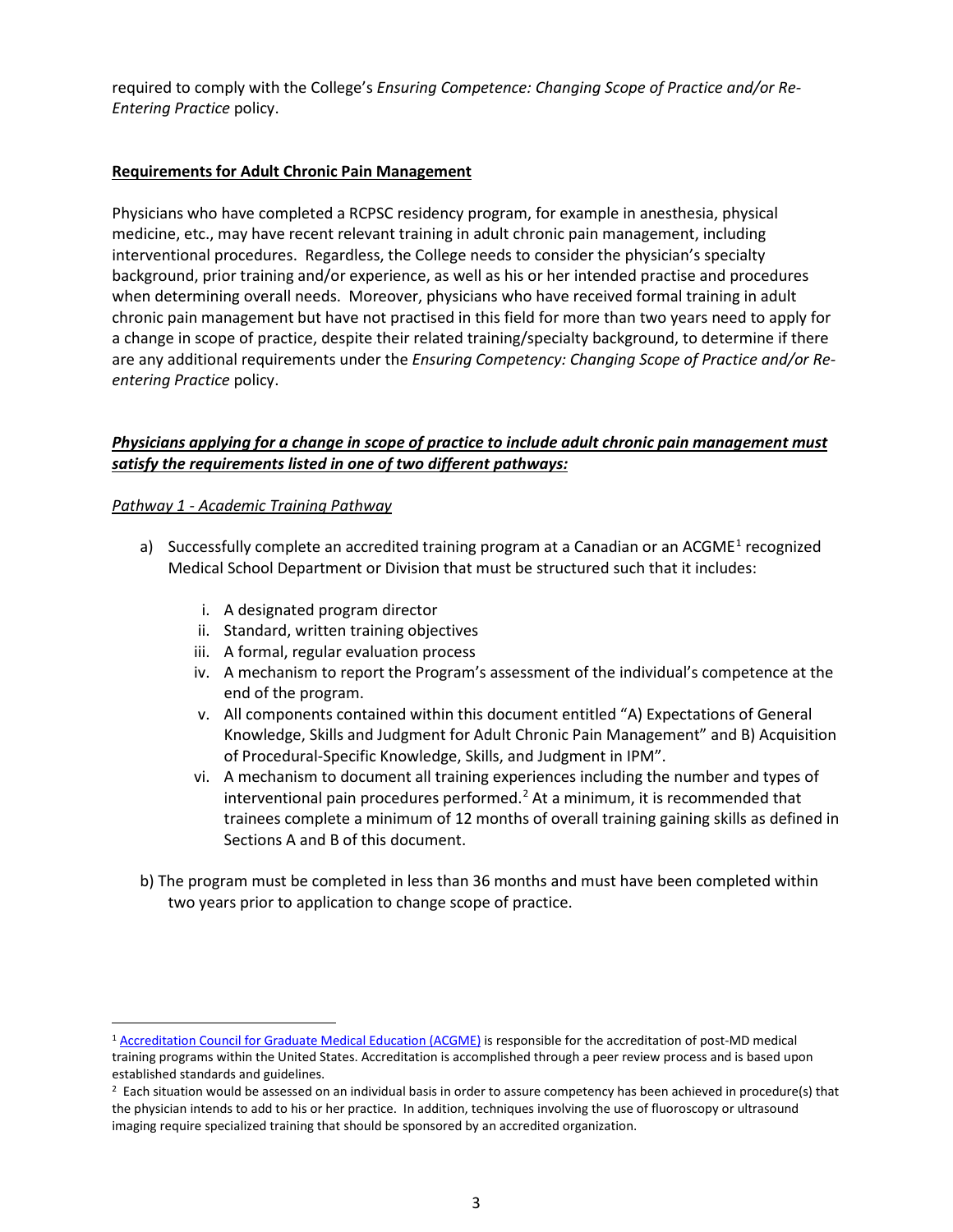required to comply with the College's *Ensuring Competence: Changing Scope of Practice and/or Re-Entering Practice* policy.

**Requirements for Adult Chronic Pain Management**

Physicians who have completed a RCPSC residency program, for example in anesthesia, physical medicine, etc., may have recent relevant training in adult chronic pain management, including interventional procedures. Regardless, the College needs to consider the physician's specialty background, prior training and/or experience, as well as his or her intended practise and procedures when determining overall needs. Moreover, physicians who have received formal training in adult chronic pain management but have not practised in this field for more than two years need to apply for a change in scope of practice, despite their related training/specialty background, to determine if there are any additional requirements under the *Ensuring Competency: Changing Scope of Practice and/or Re-entering Practice* policy.

***Physicians applying for a change in scope of practice to include adult chronic pain management must satisfy the requirements listed in one of two different pathways:***

*Pathway 1 - Academic Training Pathway*

a) Successfully complete an accredited training program at a Canadian or an ACGME[1] recognized Medical School Department or Division that must be structured such that it includes:

   i. A designated program director
   ii. Standard, written training objectives
   iii. A formal, regular evaluation process
   iv. A mechanism to report the Program's assessment of the individual's competence at the end of the program.
   v. All components contained within this document entitled "A) Expectations of General Knowledge, Skills and Judgment for Adult Chronic Pain Management" and B) Acquisition of Procedural-Specific Knowledge, Skills, and Judgment in IPM".
   vi. A mechanism to document all training experiences including the number and types of interventional pain procedures performed.[2] At a minimum, it is recommended that trainees complete a minimum of 12 months of overall training gaining skills as defined in Sections A and B of this document.

b) The program must be completed in less than 36 months and must have been completed within two years prior to application to change scope of practice.

---

[1] Accreditation Council for Graduate Medical Education (ACGME) is responsible for the accreditation of post-MD medical training programs within the United States. Accreditation is accomplished through a peer review process and is based upon established standards and guidelines.

[2] Each situation would be assessed on an individual basis in order to assure competency has been achieved in procedure(s) that the physician intends to add to his or her practice. In addition, techniques involving the use of fluoroscopy or ultrasound imaging require specialized training that should be sponsored by an accredited organization.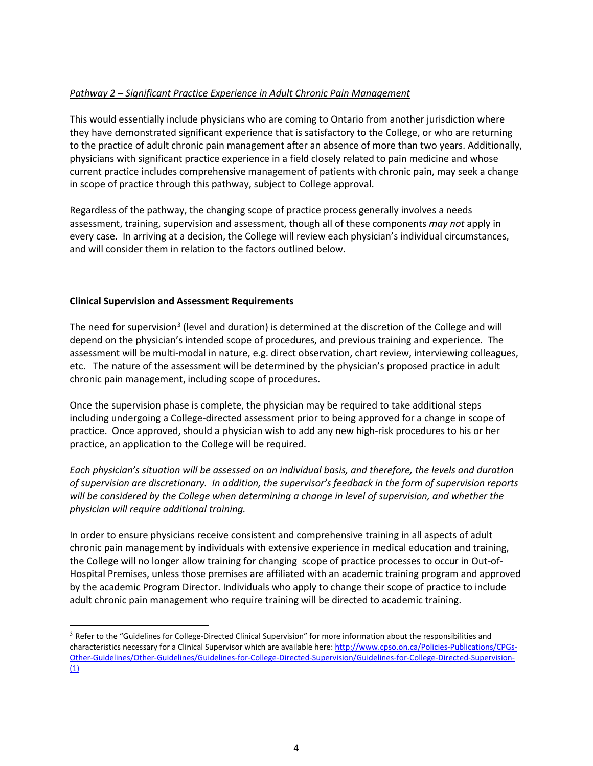*Pathway 2 – Significant Practice Experience in Adult Chronic Pain Management*

This would essentially include physicians who are coming to Ontario from another jurisdiction where they have demonstrated significant experience that is satisfactory to the College, or who are returning to the practice of adult chronic pain management after an absence of more than two years. Additionally, physicians with significant practice experience in a field closely related to pain medicine and whose current practice includes comprehensive management of patients with chronic pain, may seek a change in scope of practice through this pathway, subject to College approval.

Regardless of the pathway, the changing scope of practice process generally involves a needs assessment, training, supervision and assessment, though all of these components *may not* apply in every case. In arriving at a decision, the College will review each physician's individual circumstances, and will consider them in relation to the factors outlined below.

**Clinical Supervision and Assessment Requirements**

The need for supervision[3] (level and duration) is determined at the discretion of the College and will depend on the physician's intended scope of procedures, and previous training and experience. The assessment will be multi-modal in nature, e.g. direct observation, chart review, interviewing colleagues, etc. The nature of the assessment will be determined by the physician's proposed practice in adult chronic pain management, including scope of procedures.

Once the supervision phase is complete, the physician may be required to take additional steps including undergoing a College-directed assessment prior to being approved for a change in scope of practice. Once approved, should a physician wish to add any new high-risk procedures to his or her practice, an application to the College will be required.

*Each physician's situation will be assessed on an individual basis, and therefore, the levels and duration of supervision are discretionary. In addition, the supervisor's feedback in the form of supervision reports will be considered by the College when determining a change in level of supervision, and whether the physician will require additional training.*

In order to ensure physicians receive consistent and comprehensive training in all aspects of adult chronic pain management by individuals with extensive experience in medical education and training, the College will no longer allow training for changing scope of practice processes to occur in Out-of-Hospital Premises, unless those premises are affiliated with an academic training program and approved by the academic Program Director. Individuals who apply to change their scope of practice to include adult chronic pain management who require training will be directed to academic training.

---

[3] Refer to the "Guidelines for College-Directed Clinical Supervision" for more information about the responsibilities and characteristics necessary for a Clinical Supervisor which are available here: http://www.cpso.on.ca/Policies-Publications/CPGs-Other-Guidelines/Other-Guidelines/Guidelines-for-College-Directed-Supervision/Guidelines-for-College-Directed-Supervision-(1)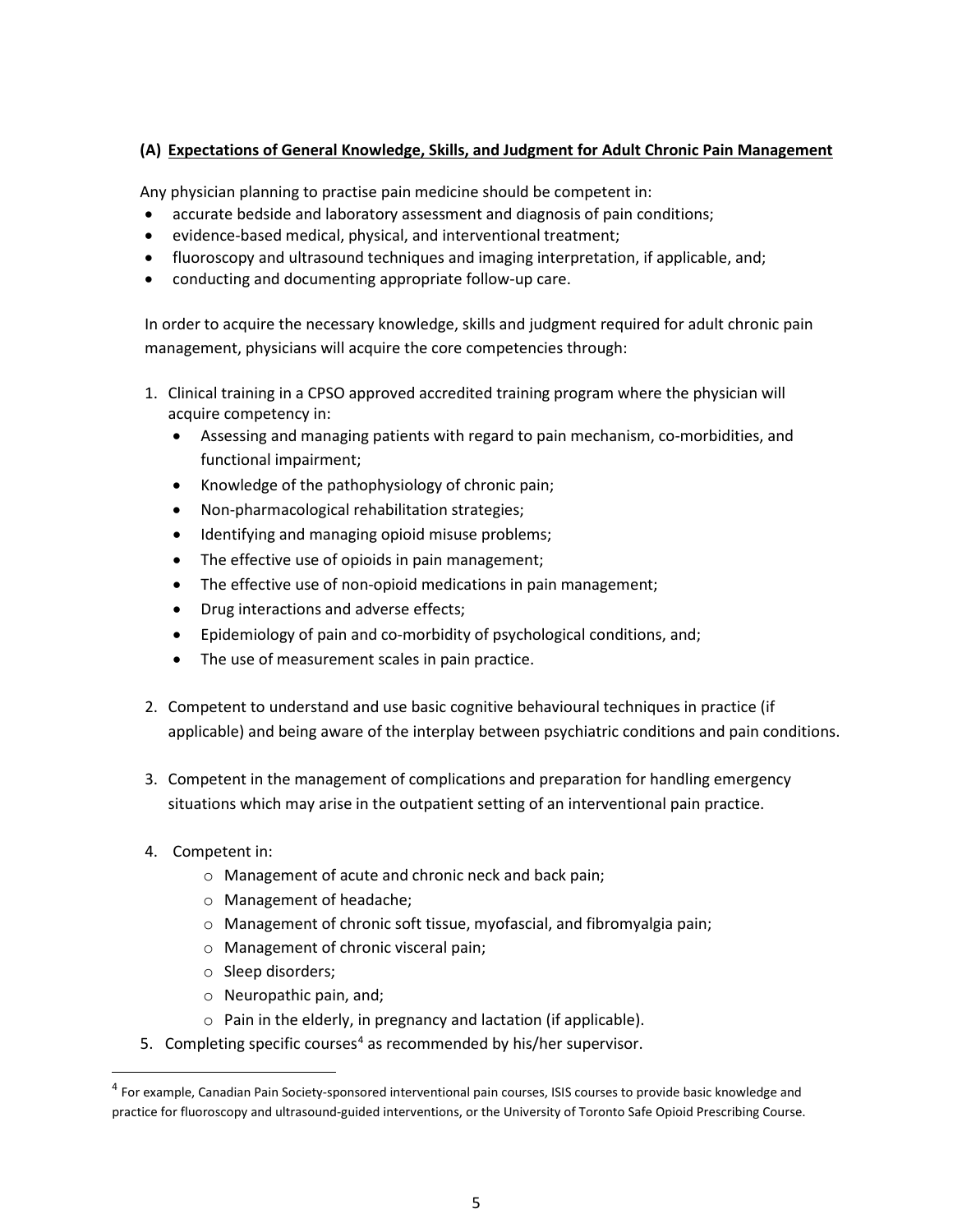### (A) Expectations of General Knowledge, Skills, and Judgment for Adult Chronic Pain Management

Any physician planning to practise pain medicine should be competent in:

- accurate bedside and laboratory assessment and diagnosis of pain conditions;
- evidence-based medical, physical, and interventional treatment;
- fluoroscopy and ultrasound techniques and imaging interpretation, if applicable, and;
- conducting and documenting appropriate follow-up care.

In order to acquire the necessary knowledge, skills and judgment required for adult chronic pain management, physicians will acquire the core competencies through:

1. Clinical training in a CPSO approved accredited training program where the physician will acquire competency in:
   - Assessing and managing patients with regard to pain mechanism, co-morbidities, and functional impairment;
   - Knowledge of the pathophysiology of chronic pain;
   - Non-pharmacological rehabilitation strategies;
   - Identifying and managing opioid misuse problems;
   - The effective use of opioids in pain management;
   - The effective use of non-opioid medications in pain management;
   - Drug interactions and adverse effects;
   - Epidemiology of pain and co-morbidity of psychological conditions, and;
   - The use of measurement scales in pain practice.

2. Competent to understand and use basic cognitive behavioural techniques in practice (if applicable) and being aware of the interplay between psychiatric conditions and pain conditions.

3. Competent in the management of complications and preparation for handling emergency situations which may arise in the outpatient setting of an interventional pain practice.

4. Competent in:
   - Management of acute and chronic neck and back pain;
   - Management of headache;
   - Management of chronic soft tissue, myofascial, and fibromyalgia pain;
   - Management of chronic visceral pain;
   - Sleep disorders;
   - Neuropathic pain, and;
   - Pain in the elderly, in pregnancy and lactation (if applicable).

5. Completing specific courses[4] as recommended by his/her supervisor.

---

[4] For example, Canadian Pain Society-sponsored interventional pain courses, ISIS courses to provide basic knowledge and practice for fluoroscopy and ultrasound-guided interventions, or the University of Toronto Safe Opioid Prescribing Course.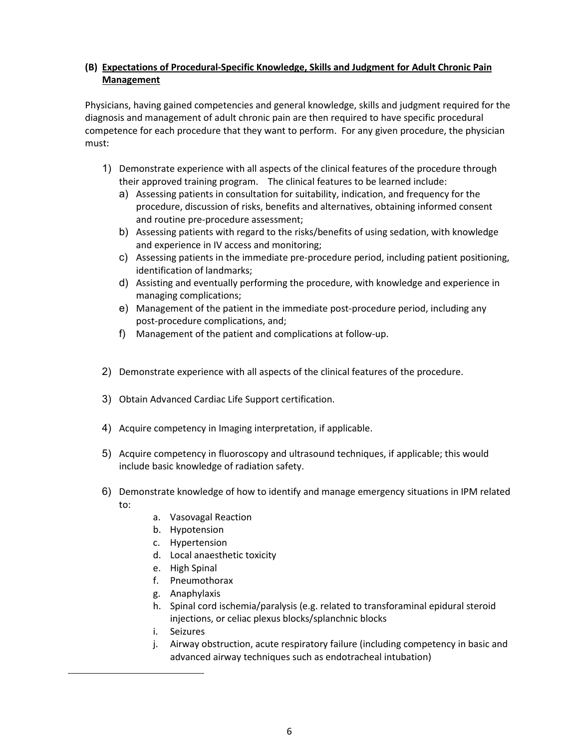### (B) Expectations of Procedural-Specific Knowledge, Skills and Judgment for Adult Chronic Pain Management

Physicians, having gained competencies and general knowledge, skills and judgment required for the diagnosis and management of adult chronic pain are then required to have specific procedural competence for each procedure that they want to perform. For any given procedure, the physician must:

1) Demonstrate experience with all aspects of the clinical features of the procedure through their approved training program. The clinical features to be learned include:
   a) Assessing patients in consultation for suitability, indication, and frequency for the procedure, discussion of risks, benefits and alternatives, obtaining informed consent and routine pre-procedure assessment;
   b) Assessing patients with regard to the risks/benefits of using sedation, with knowledge and experience in IV access and monitoring;
   c) Assessing patients in the immediate pre-procedure period, including patient positioning, identification of landmarks;
   d) Assisting and eventually performing the procedure, with knowledge and experience in managing complications;
   e) Management of the patient in the immediate post-procedure period, including any post-procedure complications, and;
   f) Management of the patient and complications at follow-up.

2) Demonstrate experience with all aspects of the clinical features of the procedure.

3) Obtain Advanced Cardiac Life Support certification.

4) Acquire competency in Imaging interpretation, if applicable.

5) Acquire competency in fluoroscopy and ultrasound techniques, if applicable; this would include basic knowledge of radiation safety.

6) Demonstrate knowledge of how to identify and manage emergency situations in IPM related to:
   a. Vasovagal Reaction
   b. Hypotension
   c. Hypertension
   d. Local anaesthetic toxicity
   e. High Spinal
   f. Pneumothorax
   g. Anaphylaxis
   h. Spinal cord ischemia/paralysis (e.g. related to transforaminal epidural steroid injections, or celiac plexus blocks/splanchnic blocks
   i. Seizures
   j. Airway obstruction, acute respiratory failure (including competency in basic and advanced airway techniques such as endotracheal intubation)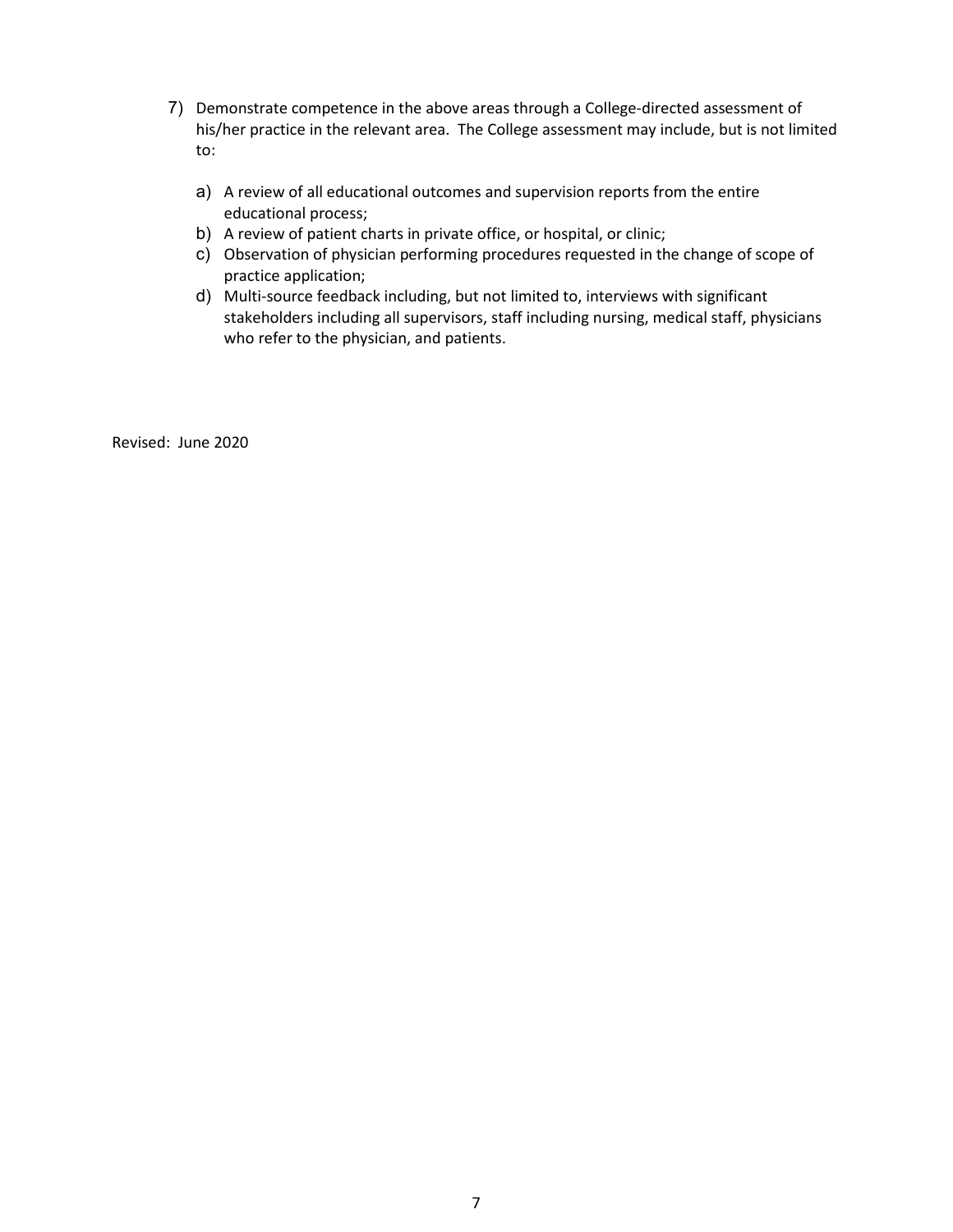7) Demonstrate competence in the above areas through a College-directed assessment of his/her practice in the relevant area. The College assessment may include, but is not limited to:

    a) A review of all educational outcomes and supervision reports from the entire educational process;
    b) A review of patient charts in private office, or hospital, or clinic;
    c) Observation of physician performing procedures requested in the change of scope of practice application;
    d) Multi-source feedback including, but not limited to, interviews with significant stakeholders including all supervisors, staff including nursing, medical staff, physicians who refer to the physician, and patients.

Revised: June 2020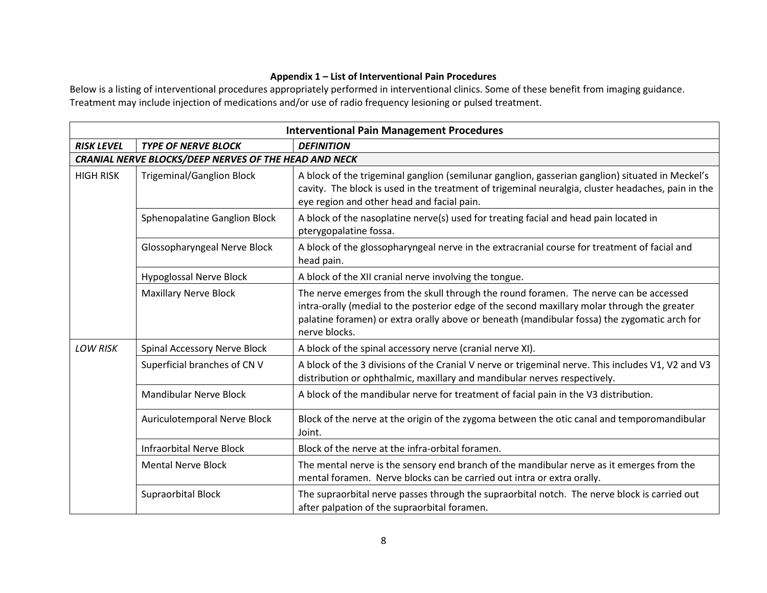**Appendix 1 – List of Interventional Pain Procedures**

Below is a listing of interventional procedures appropriately performed in interventional clinics. Some of these benefit from imaging guidance. Treatment may include injection of medications and/or use of radio frequency lesioning or pulsed treatment.

| **Interventional Pain Management Procedures** | | |
|---|---|---|
| ***RISK LEVEL*** | ***TYPE OF NERVE BLOCK*** | ***DEFINITION*** |
| ***CRANIAL NERVE BLOCKS/DEEP NERVES OF THE HEAD AND NECK*** | | |
| HIGH RISK | Trigeminal/Ganglion Block | A block of the trigeminal ganglion (semilunar ganglion, gasserian ganglion) situated in Meckel's cavity. The block is used in the treatment of trigeminal neuralgia, cluster headaches, pain in the eye region and other head and facial pain. |
| | Sphenopalatine Ganglion Block | A block of the nasoplatine nerve(s) used for treating facial and head pain located in pterygopalatine fossa. |
| | Glossopharyngeal Nerve Block | A block of the glossopharyngeal nerve in the extracranial course for treatment of facial and head pain. |
| | Hypoglossal Nerve Block | A block of the XII cranial nerve involving the tongue. |
| | Maxillary Nerve Block | The nerve emerges from the skull through the round foramen. The nerve can be accessed intra-orally (medial to the posterior edge of the second maxillary molar through the greater palatine foramen) or extra orally above or beneath (mandibular fossa) the zygomatic arch for nerve blocks. |
| *LOW RISK* | Spinal Accessory Nerve Block | A block of the spinal accessory nerve (cranial nerve XI). |
| | Superficial branches of CN V | A block of the 3 divisions of the Cranial V nerve or trigeminal nerve. This includes V1, V2 and V3 distribution or ophthalmic, maxillary and mandibular nerves respectively. |
| | Mandibular Nerve Block | A block of the mandibular nerve for treatment of facial pain in the V3 distribution. |
| | Auriculotemporal Nerve Block | Block of the nerve at the origin of the zygoma between the otic canal and temporomandibular Joint. |
| | Infraorbital Nerve Block | Block of the nerve at the infra-orbital foramen. |
| | Mental Nerve Block | The mental nerve is the sensory end branch of the mandibular nerve as it emerges from the mental foramen. Nerve blocks can be carried out intra or extra orally. |
| | Supraorbital Block | The supraorbital nerve passes through the supraorbital notch. The nerve block is carried out after palpation of the supraorbital foramen. |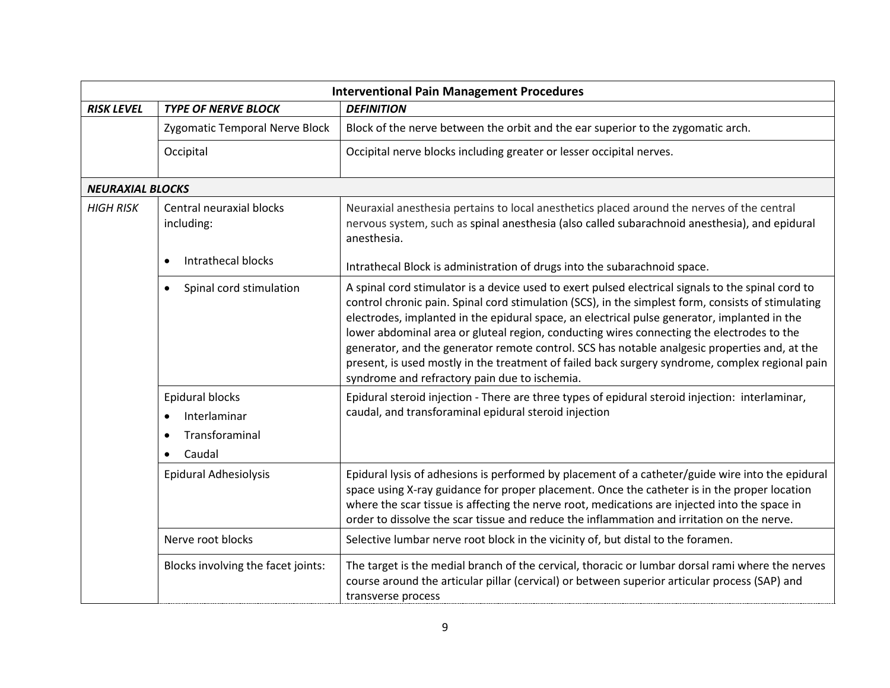| Interventional Pain Management Procedures | | |
|---|---|---|
| ***RISK LEVEL*** | ***TYPE OF NERVE BLOCK*** | ***DEFINITION*** |
| | Zygomatic Temporal Nerve Block | Block of the nerve between the orbit and the ear superior to the zygomatic arch. |
| | Occipital | Occipital nerve blocks including greater or lesser occipital nerves. |
| ***NEURAXIAL BLOCKS*** | | |
| *HIGH RISK* | Central neuraxial blocks including:<br>• Intrathecal blocks | Neuraxial anesthesia pertains to local anesthetics placed around the nerves of the central nervous system, such as spinal anesthesia (also called subarachnoid anesthesia), and epidural anesthesia.<br>Intrathecal Block is administration of drugs into the subarachnoid space. |
| | • Spinal cord stimulation | A spinal cord stimulator is a device used to exert pulsed electrical signals to the spinal cord to control chronic pain. Spinal cord stimulation (SCS), in the simplest form, consists of stimulating electrodes, implanted in the epidural space, an electrical pulse generator, implanted in the lower abdominal area or gluteal region, conducting wires connecting the electrodes to the generator, and the generator remote control. SCS has notable analgesic properties and, at the present, is used mostly in the treatment of failed back surgery syndrome, complex regional pain syndrome and refractory pain due to ischemia. |
| | Epidural blocks<br>• Interlaminar<br>• Transforaminal<br>• Caudal | Epidural steroid injection - There are three types of epidural steroid injection: interlaminar, caudal, and transforaminal epidural steroid injection |
| | Epidural Adhesiolysis | Epidural lysis of adhesions is performed by placement of a catheter/guide wire into the epidural space using X-ray guidance for proper placement. Once the catheter is in the proper location where the scar tissue is affecting the nerve root, medications are injected into the space in order to dissolve the scar tissue and reduce the inflammation and irritation on the nerve. |
| | Nerve root blocks | Selective lumbar nerve root block in the vicinity of, but distal to the foramen. |
| | Blocks involving the facet joints: | The target is the medial branch of the cervical, thoracic or lumbar dorsal rami where the nerves course around the articular pillar (cervical) or between superior articular process (SAP) and transverse process |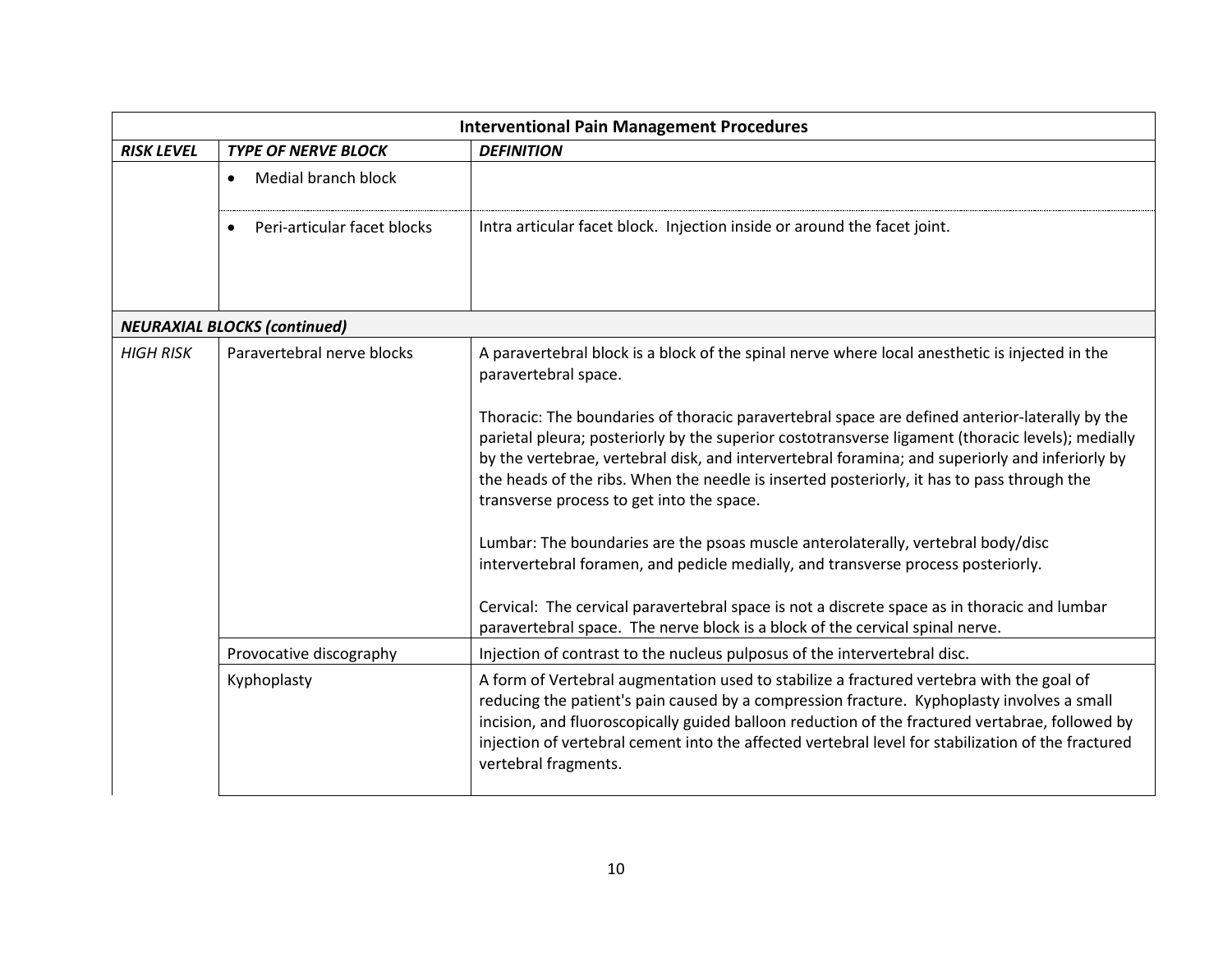| **Interventional Pain Management Procedures** | | |
|---|---|---|
| ***RISK LEVEL*** | ***TYPE OF NERVE BLOCK*** | ***DEFINITION*** |
| | • Medial branch block | |
| | • Peri-articular facet blocks | Intra articular facet block. Injection inside or around the facet joint. |
| ***NEURAXIAL BLOCKS (continued)*** | | |
| *HIGH RISK* | Paravertebral nerve blocks | A paravertebral block is a block of the spinal nerve where local anesthetic is injected in the paravertebral space.<br><br>Thoracic: The boundaries of thoracic paravertebral space are defined anterior-laterally by the parietal pleura; posteriorly by the superior costotransverse ligament (thoracic levels); medially by the vertebrae, vertebral disk, and intervertebral foramina; and superiorly and inferiorly by the heads of the ribs. When the needle is inserted posteriorly, it has to pass through the transverse process to get into the space.<br><br>Lumbar: The boundaries are the psoas muscle anterolaterally, vertebral body/disc intervertebral foramen, and pedicle medially, and transverse process posteriorly.<br><br>Cervical: The cervical paravertebral space is not a discrete space as in thoracic and lumbar paravertebral space. The nerve block is a block of the cervical spinal nerve. |
| | Provocative discography | Injection of contrast to the nucleus pulposus of the intervertebral disc. |
| | Kyphoplasty | A form of Vertebral augmentation used to stabilize a fractured vertebra with the goal of reducing the patient's pain caused by a compression fracture. Kyphoplasty involves a small incision, and fluoroscopically guided balloon reduction of the fractured vertabrae, followed by injection of vertebral cement into the affected vertebral level for stabilization of the fractured vertebral fragments. |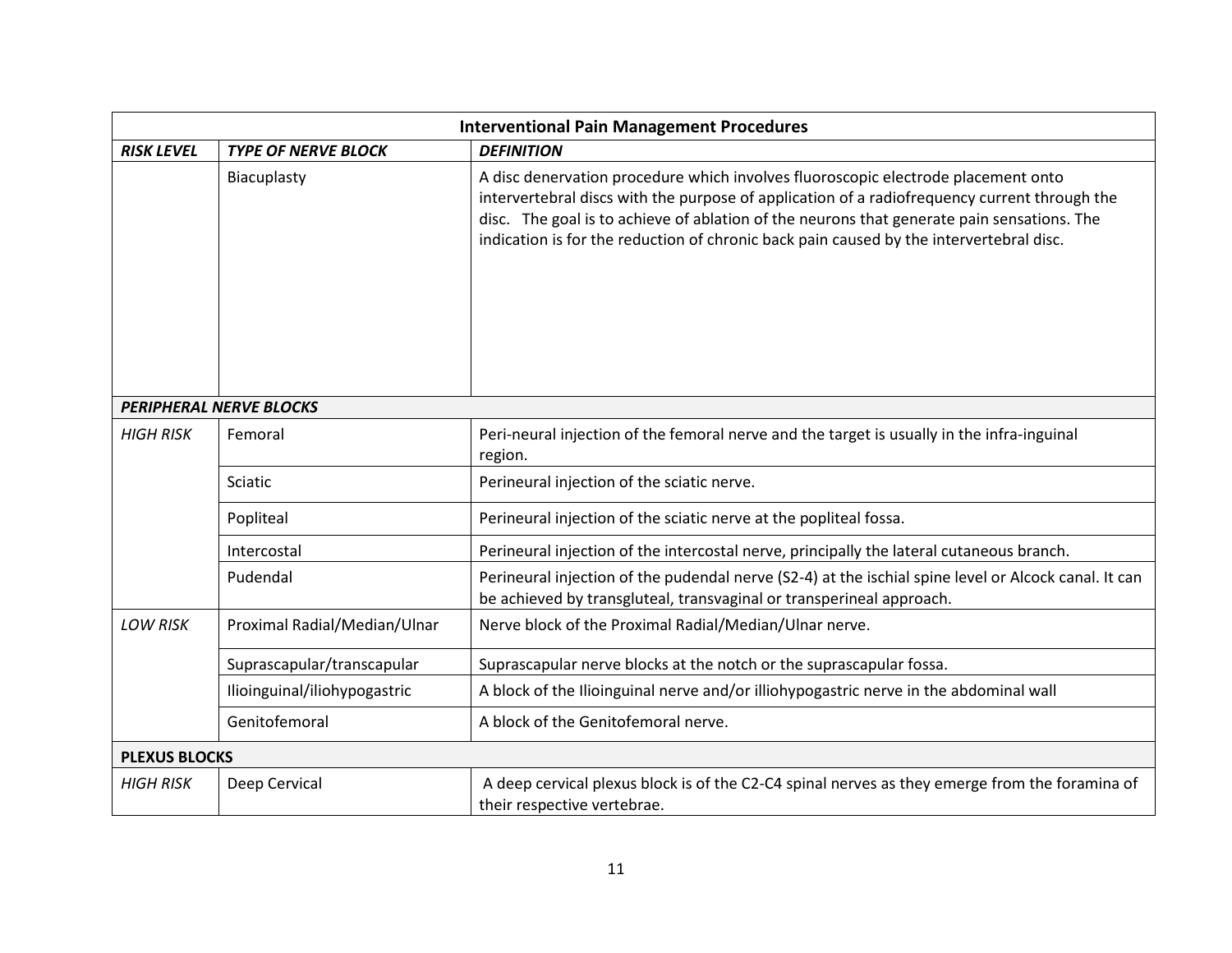| **Interventional Pain Management Procedures** | | |
|---|---|---|
| ***RISK LEVEL*** | ***TYPE OF NERVE BLOCK*** | ***DEFINITION*** |
| | Biacuplasty | A disc denervation procedure which involves fluoroscopic electrode placement onto intervertebral discs with the purpose of application of a radiofrequency current through the disc. The goal is to achieve of ablation of the neurons that generate pain sensations. The indication is for the reduction of chronic back pain caused by the intervertebral disc. |
| ***PERIPHERAL NERVE BLOCKS*** | | |
| *HIGH RISK* | Femoral | Peri-neural injection of the femoral nerve and the target is usually in the infra-inguinal region. |
| | Sciatic | Perineural injection of the sciatic nerve. |
| | Popliteal | Perineural injection of the sciatic nerve at the popliteal fossa. |
| | Intercostal | Perineural injection of the intercostal nerve, principally the lateral cutaneous branch. |
| | Pudendal | Perineural injection of the pudendal nerve (S2-4) at the ischial spine level or Alcock canal. It can be achieved by transgluteal, transvaginal or transperineal approach. |
| *LOW RISK* | Proximal Radial/Median/Ulnar | Nerve block of the Proximal Radial/Median/Ulnar nerve. |
| | Suprascapular/transcapular | Suprascapular nerve blocks at the notch or the suprascapular fossa. |
| | Ilioinguinal/iliohypogastric | A block of the Ilioinguinal nerve and/or illiohypogastric nerve in the abdominal wall |
| | Genitofemoral | A block of the Genitofemoral nerve. |
| **PLEXUS BLOCKS** | | |
| *HIGH RISK* | Deep Cervical | A deep cervical plexus block is of the C2-C4 spinal nerves as they emerge from the foramina of their respective vertebrae. |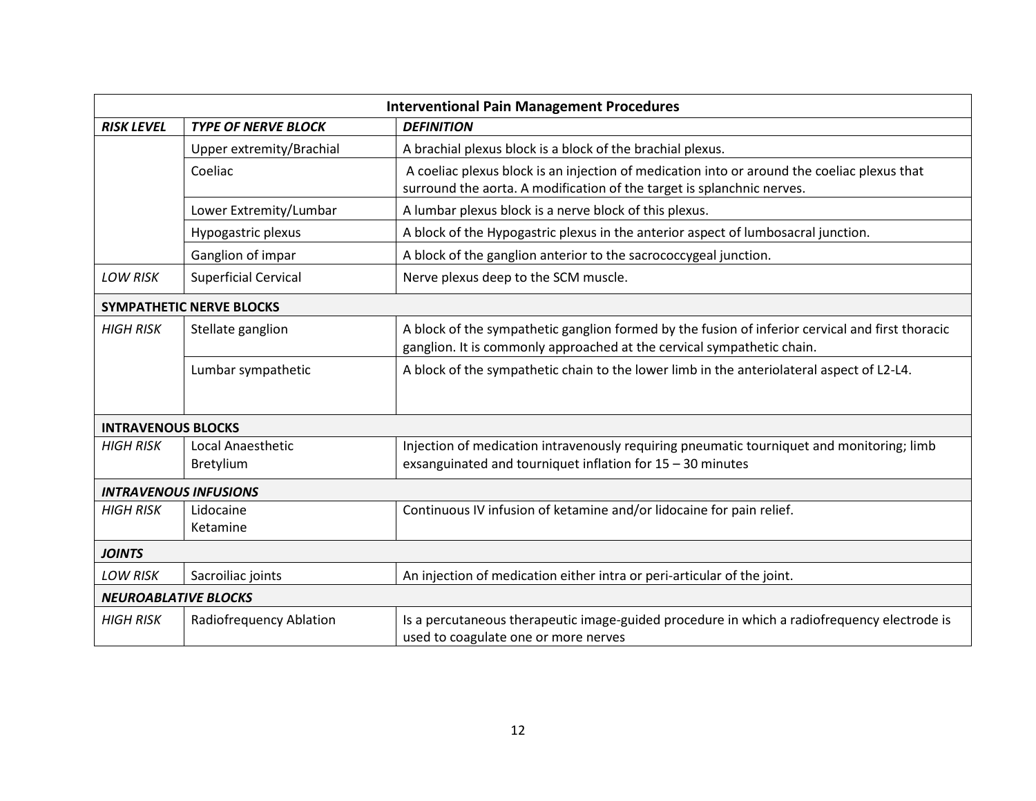| Interventional Pain Management Procedures | | |
|---|---|---|
| ***RISK LEVEL*** | ***TYPE OF NERVE BLOCK*** | ***DEFINITION*** |
| | Upper extremity/Brachial | A brachial plexus block is a block of the brachial plexus. |
| | Coeliac | A coeliac plexus block is an injection of medication into or around the coeliac plexus that surround the aorta. A modification of the target is splanchnic nerves. |
| | Lower Extremity/Lumbar | A lumbar plexus block is a nerve block of this plexus. |
| | Hypogastric plexus | A block of the Hypogastric plexus in the anterior aspect of lumbosacral junction. |
| | Ganglion of impar | A block of the ganglion anterior to the sacrococcygeal junction. |
| *LOW RISK* | Superficial Cervical | Nerve plexus deep to the SCM muscle. |
| **SYMPATHETIC NERVE BLOCKS** | | |
| *HIGH RISK* | Stellate ganglion | A block of the sympathetic ganglion formed by the fusion of inferior cervical and first thoracic ganglion. It is commonly approached at the cervical sympathetic chain. |
| | Lumbar sympathetic | A block of the sympathetic chain to the lower limb in the anteriolateral aspect of L2-L4. |
| **INTRAVENOUS BLOCKS** | | |
| *HIGH RISK* | Local Anaesthetic<br>Bretylium | Injection of medication intravenously requiring pneumatic tourniquet and monitoring; limb exsanguinated and tourniquet inflation for 15 – 30 minutes |
| ***INTRAVENOUS INFUSIONS*** | | |
| *HIGH RISK* | Lidocaine<br>Ketamine | Continuous IV infusion of ketamine and/or lidocaine for pain relief. |
| ***JOINTS*** | | |
| *LOW RISK* | Sacroiliac joints | An injection of medication either intra or peri-articular of the joint. |
| ***NEUROABLATIVE BLOCKS*** | | |
| *HIGH RISK* | Radiofrequency Ablation | Is a percutaneous therapeutic image-guided procedure in which a radiofrequency electrode is used to coagulate one or more nerves |